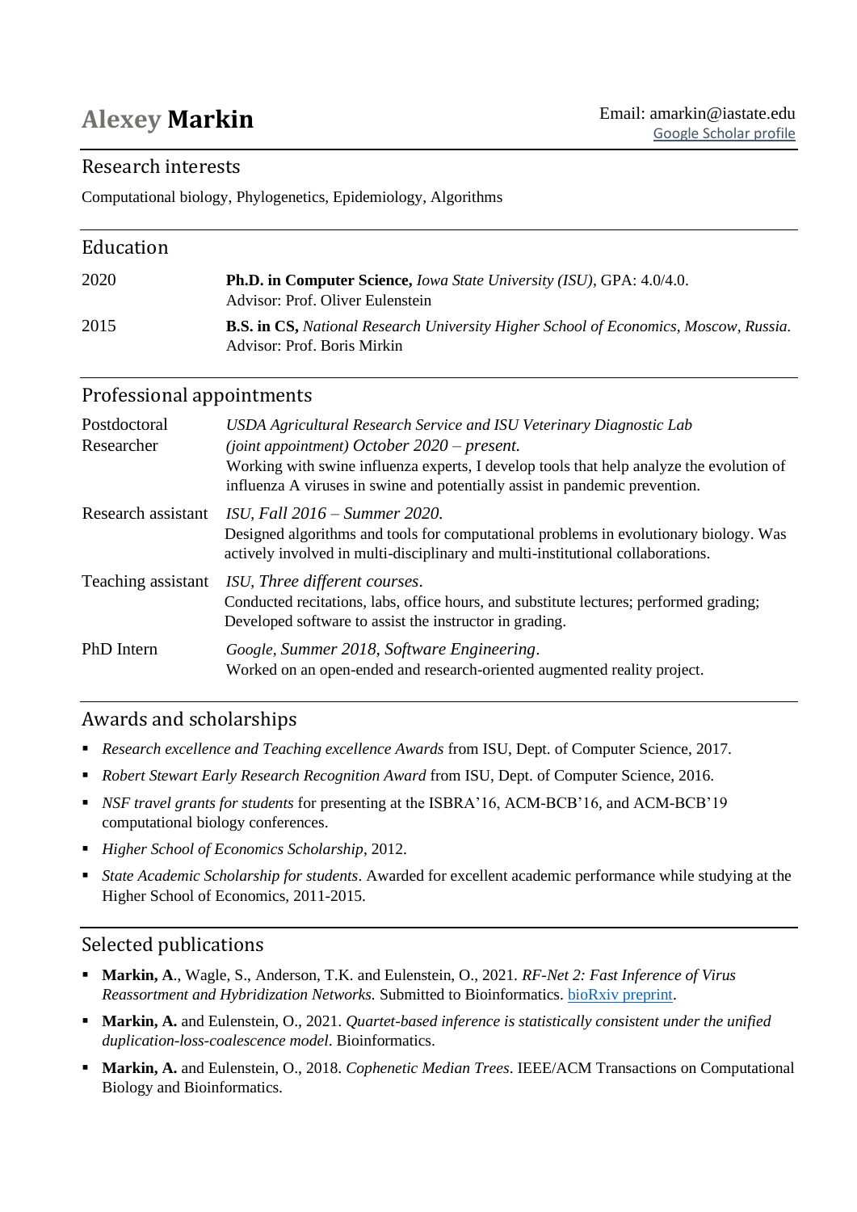# Alexey **Markin**

Email: amarkin@iastate.edu
Google Scholar profile

## Research interests

Computational biology, Phylogenetics, Epidemiology, Algorithms

## Education

| | |
|---|---|
| 2020 | **Ph.D. in Computer Science,** *Iowa State University (ISU)*, GPA: 4.0/4.0. Advisor: Prof. Oliver Eulenstein |
| 2015 | **B.S. in CS,** *National Research University Higher School of Economics, Moscow, Russia.* Advisor: Prof. Boris Mirkin |

## Professional appointments

| | |
|---|---|
| Postdoctoral Researcher | *USDA Agricultural Research Service and ISU Veterinary Diagnostic Lab (joint appointment) October 2020 – present.* Working with swine influenza experts, I develop tools that help analyze the evolution of influenza A viruses in swine and potentially assist in pandemic prevention. |
| Research assistant | *ISU, Fall 2016 – Summer 2020.* Designed algorithms and tools for computational problems in evolutionary biology. Was actively involved in multi-disciplinary and multi-institutional collaborations. |
| Teaching assistant | *ISU, Three different courses*. Conducted recitations, labs, office hours, and substitute lectures; performed grading; Developed software to assist the instructor in grading. |
| PhD Intern | *Google, Summer 2018, Software Engineering*. Worked on an open-ended and research-oriented augmented reality project. |

## Awards and scholarships

- *Research excellence and Teaching excellence Awards* from ISU, Dept. of Computer Science, 2017.
- *Robert Stewart Early Research Recognition Award* from ISU, Dept. of Computer Science, 2016.
- *NSF travel grants for students* for presenting at the ISBRA'16, ACM-BCB'16, and ACM-BCB'19 computational biology conferences.
- *Higher School of Economics Scholarship*, 2012.
- *State Academic Scholarship for students*. Awarded for excellent academic performance while studying at the Higher School of Economics, 2011-2015.

## Selected publications

- **Markin, A**., Wagle, S., Anderson, T.K. and Eulenstein, O., 2021. *RF-Net 2: Fast Inference of Virus Reassortment and Hybridization Networks.* Submitted to Bioinformatics. bioRxiv preprint.
- **Markin, A.** and Eulenstein, O., 2021. *Quartet-based inference is statistically consistent under the unified duplication-loss-coalescence model*. Bioinformatics.
- **Markin, A.** and Eulenstein, O., 2018. *Cophenetic Median Trees*. IEEE/ACM Transactions on Computational Biology and Bioinformatics.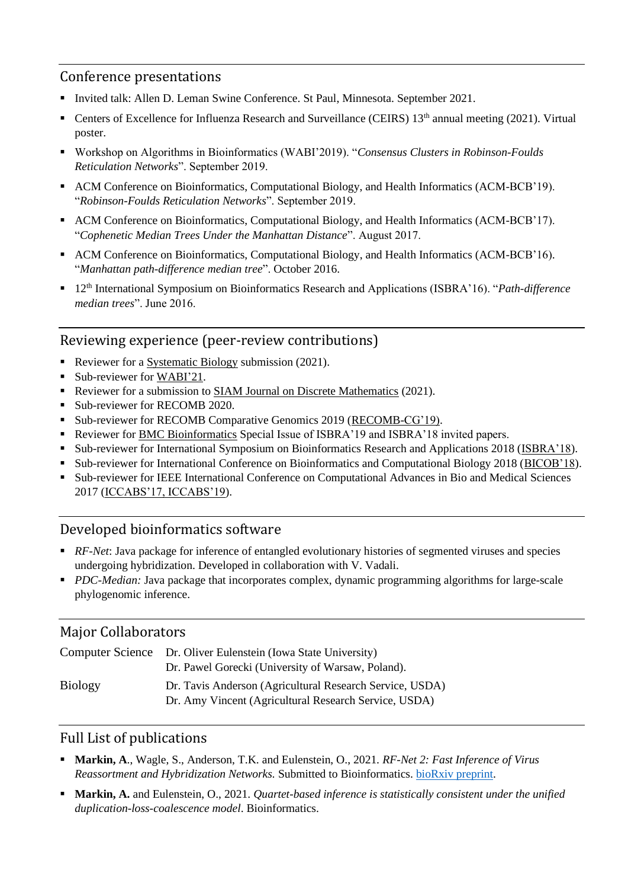## Conference presentations

- Invited talk: Allen D. Leman Swine Conference. St Paul, Minnesota. September 2021.
- Centers of Excellence for Influenza Research and Surveillance (CEIRS) 13th annual meeting (2021). Virtual poster.
- Workshop on Algorithms in Bioinformatics (WABI'2019). "*Consensus Clusters in Robinson-Foulds Reticulation Networks*". September 2019.
- ACM Conference on Bioinformatics, Computational Biology, and Health Informatics (ACM-BCB'19). "*Robinson-Foulds Reticulation Networks*". September 2019.
- ACM Conference on Bioinformatics, Computational Biology, and Health Informatics (ACM-BCB'17). "*Cophenetic Median Trees Under the Manhattan Distance*". August 2017.
- ACM Conference on Bioinformatics, Computational Biology, and Health Informatics (ACM-BCB'16). "*Manhattan path-difference median tree*". October 2016.
- 12th International Symposium on Bioinformatics Research and Applications (ISBRA'16). "*Path-difference median trees*". June 2016.

## Reviewing experience (peer-review contributions)

- Reviewer for a Systematic Biology submission (2021).
- Sub-reviewer for WABI'21.
- Reviewer for a submission to SIAM Journal on Discrete Mathematics (2021).
- Sub-reviewer for RECOMB 2020.
- Sub-reviewer for RECOMB Comparative Genomics 2019 (RECOMB-CG'19).
- Reviewer for BMC Bioinformatics Special Issue of ISBRA'19 and ISBRA'18 invited papers.
- Sub-reviewer for International Symposium on Bioinformatics Research and Applications 2018 (ISBRA'18).
- Sub-reviewer for International Conference on Bioinformatics and Computational Biology 2018 (BICOB'18).
- Sub-reviewer for IEEE International Conference on Computational Advances in Bio and Medical Sciences 2017 (ICCABS'17, ICCABS'19).

## Developed bioinformatics software

- *RF-Net*: Java package for inference of entangled evolutionary histories of segmented viruses and species undergoing hybridization. Developed in collaboration with V. Vadali.
- *PDC-Median:* Java package that incorporates complex, dynamic programming algorithms for large-scale phylogenomic inference.

## Major Collaborators

| | |
|---|---|
| Computer Science | Dr. Oliver Eulenstein (Iowa State University)<br>Dr. Pawel Gorecki (University of Warsaw, Poland). |
| Biology | Dr. Tavis Anderson (Agricultural Research Service, USDA)<br>Dr. Amy Vincent (Agricultural Research Service, USDA) |

## Full List of publications

- **Markin, A**., Wagle, S., Anderson, T.K. and Eulenstein, O., 2021. *RF-Net 2: Fast Inference of Virus Reassortment and Hybridization Networks.* Submitted to Bioinformatics. bioRxiv preprint.
- **Markin, A.** and Eulenstein, O., 2021. *Quartet-based inference is statistically consistent under the unified duplication-loss-coalescence model*. Bioinformatics.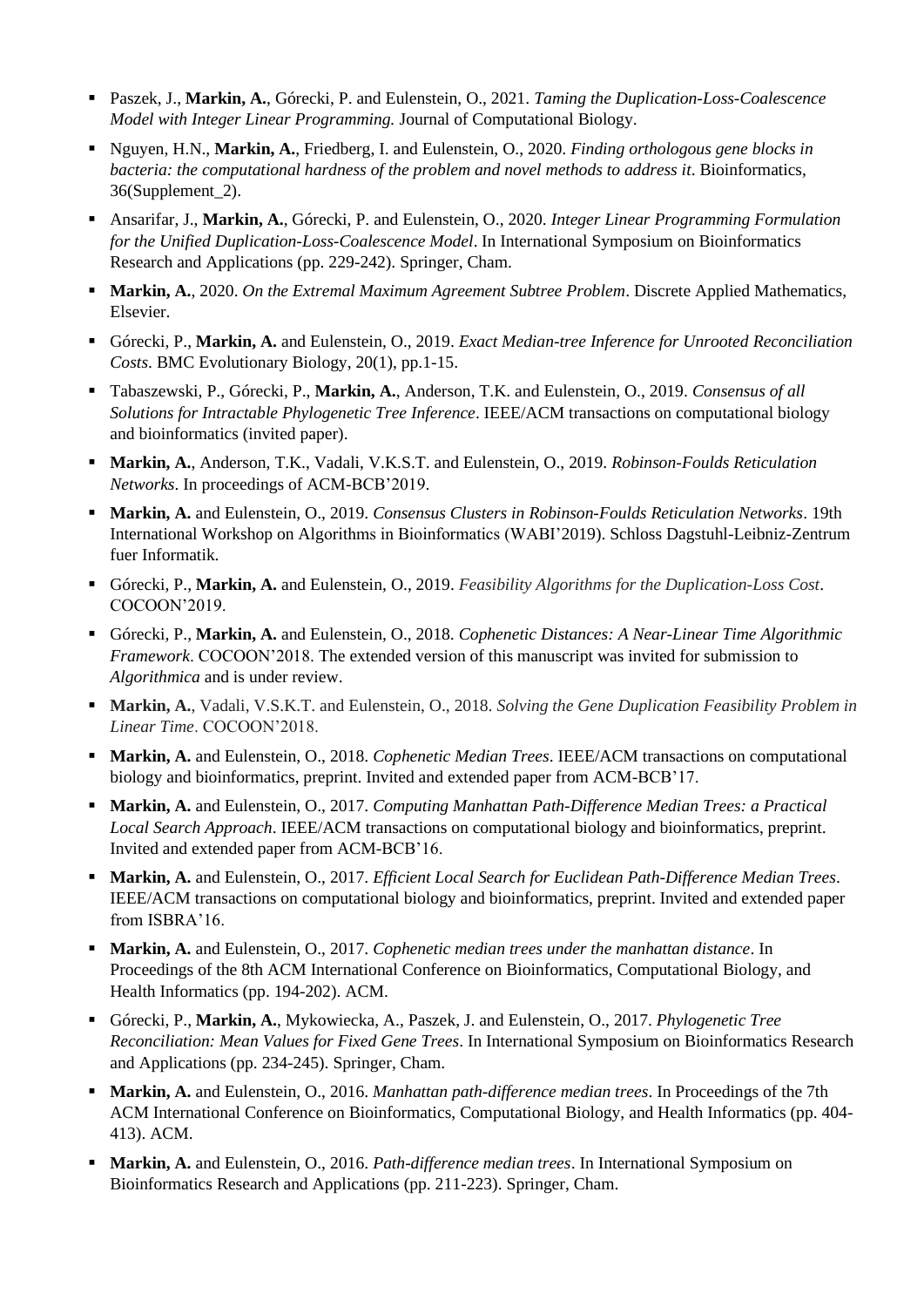- Paszek, J., **Markin, A.**, Górecki, P. and Eulenstein, O., 2021. *Taming the Duplication-Loss-Coalescence Model with Integer Linear Programming.* Journal of Computational Biology.
- Nguyen, H.N., **Markin, A.**, Friedberg, I. and Eulenstein, O., 2020. *Finding orthologous gene blocks in bacteria: the computational hardness of the problem and novel methods to address it*. Bioinformatics, 36(Supplement_2).
- Ansarifar, J., **Markin, A.**, Górecki, P. and Eulenstein, O., 2020. *Integer Linear Programming Formulation for the Unified Duplication-Loss-Coalescence Model*. In International Symposium on Bioinformatics Research and Applications (pp. 229-242). Springer, Cham.
- **Markin, A.**, 2020. *On the Extremal Maximum Agreement Subtree Problem*. Discrete Applied Mathematics, Elsevier.
- Górecki, P., **Markin, A.** and Eulenstein, O., 2019. *Exact Median-tree Inference for Unrooted Reconciliation Costs*. BMC Evolutionary Biology, 20(1), pp.1-15.
- Tabaszewski, P., Górecki, P., **Markin, A.**, Anderson, T.K. and Eulenstein, O., 2019. *Consensus of all Solutions for Intractable Phylogenetic Tree Inference*. IEEE/ACM transactions on computational biology and bioinformatics (invited paper).
- **Markin, A.**, Anderson, T.K., Vadali, V.K.S.T. and Eulenstein, O., 2019. *Robinson-Foulds Reticulation Networks*. In proceedings of ACM-BCB'2019.
- **Markin, A.** and Eulenstein, O., 2019. *Consensus Clusters in Robinson-Foulds Reticulation Networks*. 19th International Workshop on Algorithms in Bioinformatics (WABI'2019). Schloss Dagstuhl-Leibniz-Zentrum fuer Informatik.
- Górecki, P., **Markin, A.** and Eulenstein, O., 2019. *Feasibility Algorithms for the Duplication-Loss Cost*. COCOON'2019.
- Górecki, P., **Markin, A.** and Eulenstein, O., 2018. *Cophenetic Distances: A Near-Linear Time Algorithmic Framework*. COCOON'2018. The extended version of this manuscript was invited for submission to *Algorithmica* and is under review.
- **Markin, A.**, Vadali, V.S.K.T. and Eulenstein, O., 2018. *Solving the Gene Duplication Feasibility Problem in Linear Time*. COCOON'2018.
- **Markin, A.** and Eulenstein, O., 2018. *Cophenetic Median Trees*. IEEE/ACM transactions on computational biology and bioinformatics, preprint. Invited and extended paper from ACM-BCB'17.
- **Markin, A.** and Eulenstein, O., 2017. *Computing Manhattan Path-Difference Median Trees: a Practical Local Search Approach*. IEEE/ACM transactions on computational biology and bioinformatics, preprint. Invited and extended paper from ACM-BCB'16.
- **Markin, A.** and Eulenstein, O., 2017. *Efficient Local Search for Euclidean Path-Difference Median Trees*. IEEE/ACM transactions on computational biology and bioinformatics, preprint. Invited and extended paper from ISBRA'16.
- **Markin, A.** and Eulenstein, O., 2017. *Cophenetic median trees under the manhattan distance*. In Proceedings of the 8th ACM International Conference on Bioinformatics, Computational Biology, and Health Informatics (pp. 194-202). ACM.
- Górecki, P., **Markin, A.**, Mykowiecka, A., Paszek, J. and Eulenstein, O., 2017. *Phylogenetic Tree Reconciliation: Mean Values for Fixed Gene Trees*. In International Symposium on Bioinformatics Research and Applications (pp. 234-245). Springer, Cham.
- **Markin, A.** and Eulenstein, O., 2016. *Manhattan path-difference median trees*. In Proceedings of the 7th ACM International Conference on Bioinformatics, Computational Biology, and Health Informatics (pp. 404-413). ACM.
- **Markin, A.** and Eulenstein, O., 2016. *Path-difference median trees*. In International Symposium on Bioinformatics Research and Applications (pp. 211-223). Springer, Cham.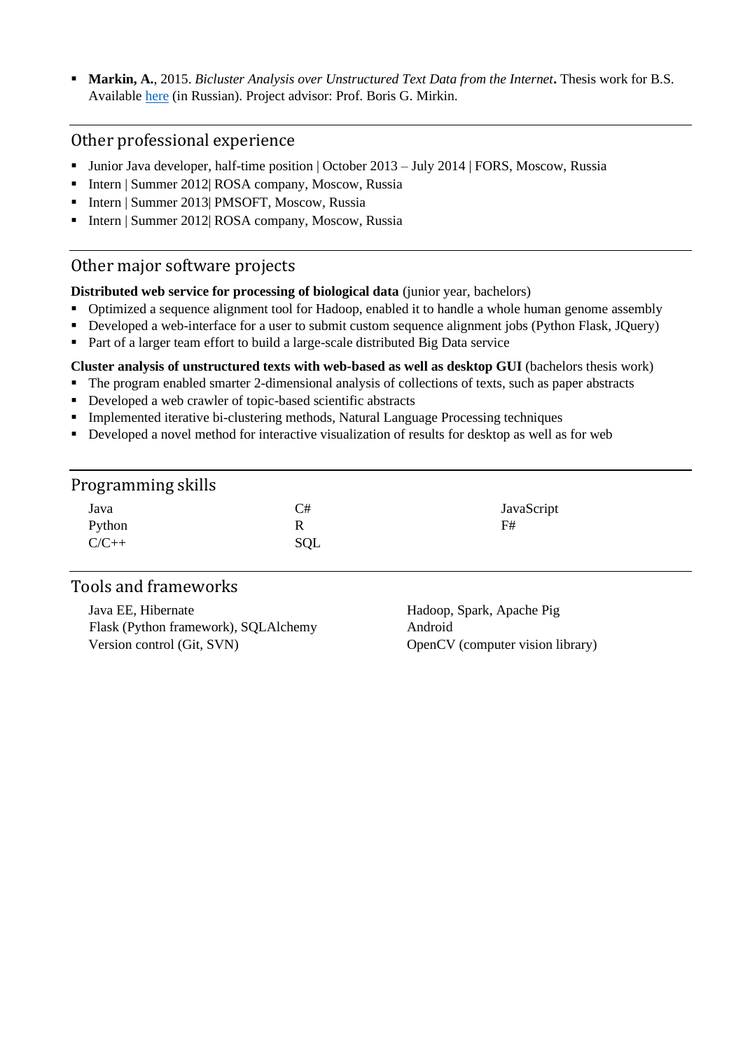- **Markin, A.**, 2015. *Bicluster Analysis over Unstructured Text Data from the Internet***.** Thesis work for B.S. Available here (in Russian). Project advisor: Prof. Boris G. Mirkin.

## Other professional experience

- Junior Java developer, half-time position | October 2013 – July 2014 | FORS, Moscow, Russia
- Intern | Summer 2012| ROSA company, Moscow, Russia
- Intern | Summer 2013| PMSOFT, Moscow, Russia
- Intern | Summer 2012| ROSA company, Moscow, Russia

## Other major software projects

**Distributed web service for processing of biological data** (junior year, bachelors)

- Optimized a sequence alignment tool for Hadoop, enabled it to handle a whole human genome assembly
- Developed a web-interface for a user to submit custom sequence alignment jobs (Python Flask, JQuery)
- Part of a larger team effort to build a large-scale distributed Big Data service

**Cluster analysis of unstructured texts with web-based as well as desktop GUI** (bachelors thesis work)

- The program enabled smarter 2-dimensional analysis of collections of texts, such as paper abstracts
- Developed a web crawler of topic-based scientific abstracts
- Implemented iterative bi-clustering methods, Natural Language Processing techniques
- Developed a novel method for interactive visualization of results for desktop as well as for web

## Programming skills

| | | |
|---|---|---|
| Java | C# | JavaScript |
| Python | R | F# |
| C/C++ | SQL | |

## Tools and frameworks

| | |
|---|---|
| Java EE, Hibernate | Hadoop, Spark, Apache Pig |
| Flask (Python framework), SQLAlchemy | Android |
| Version control (Git, SVN) | OpenCV (computer vision library) |